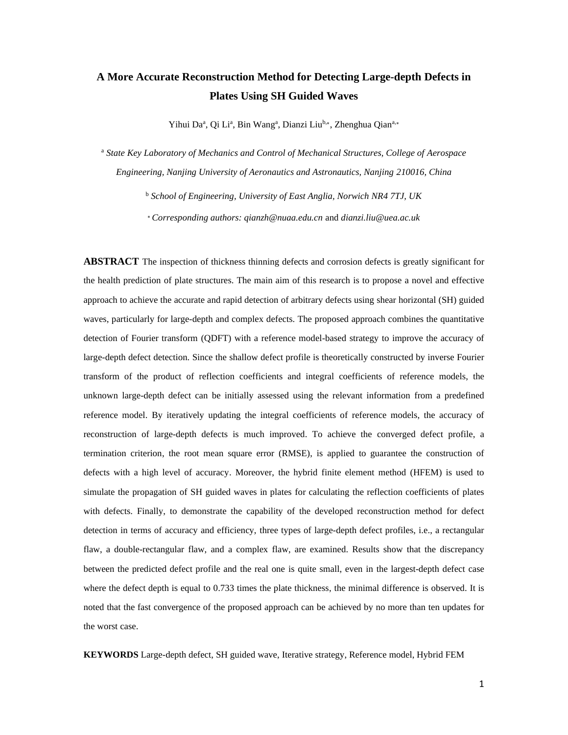# A More Accurate Reconstruction Method for Detecting Large-depth Defects in Plates Using SH Guided Waves

Yihui Da[a], Qi Li[a], Bin Wang[a], Dianzi Liu[b,*], Zhenghua Qian[a,*]

[a] *State Key Laboratory of Mechanics and Control of Mechanical Structures, College of Aerospace Engineering, Nanjing University of Aeronautics and Astronautics, Nanjing 210016, China*

[b] *School of Engineering, University of East Anglia, Norwich NR4 7TJ, UK*

[*] *Corresponding authors: qianzh@nuaa.edu.cn* and *dianzi.liu@uea.ac.uk*

**ABSTRACT** The inspection of thickness thinning defects and corrosion defects is greatly significant for the health prediction of plate structures. The main aim of this research is to propose a novel and effective approach to achieve the accurate and rapid detection of arbitrary defects using shear horizontal (SH) guided waves, particularly for large-depth and complex defects. The proposed approach combines the quantitative detection of Fourier transform (QDFT) with a reference model-based strategy to improve the accuracy of large-depth defect detection. Since the shallow defect profile is theoretically constructed by inverse Fourier transform of the product of reflection coefficients and integral coefficients of reference models, the unknown large-depth defect can be initially assessed using the relevant information from a predefined reference model. By iteratively updating the integral coefficients of reference models, the accuracy of reconstruction of large-depth defects is much improved. To achieve the converged defect profile, a termination criterion, the root mean square error (RMSE), is applied to guarantee the construction of defects with a high level of accuracy. Moreover, the hybrid finite element method (HFEM) is used to simulate the propagation of SH guided waves in plates for calculating the reflection coefficients of plates with defects. Finally, to demonstrate the capability of the developed reconstruction method for defect detection in terms of accuracy and efficiency, three types of large-depth defect profiles, i.e., a rectangular flaw, a double-rectangular flaw, and a complex flaw, are examined. Results show that the discrepancy between the predicted defect profile and the real one is quite small, even in the largest-depth defect case where the defect depth is equal to 0.733 times the plate thickness, the minimal difference is observed. It is noted that the fast convergence of the proposed approach can be achieved by no more than ten updates for the worst case.

**KEYWORDS** Large-depth defect, SH guided wave, Iterative strategy, Reference model, Hybrid FEM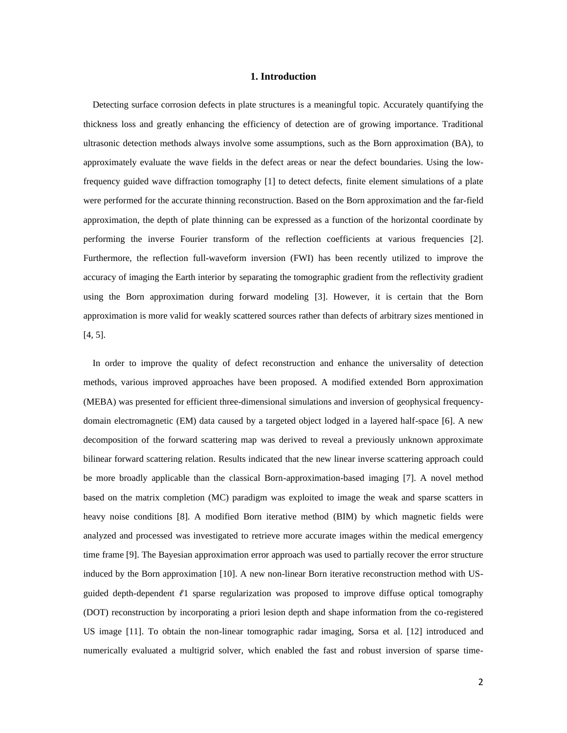## 1. Introduction

Detecting surface corrosion defects in plate structures is a meaningful topic. Accurately quantifying the thickness loss and greatly enhancing the efficiency of detection are of growing importance. Traditional ultrasonic detection methods always involve some assumptions, such as the Born approximation (BA), to approximately evaluate the wave fields in the defect areas or near the defect boundaries. Using the low-frequency guided wave diffraction tomography [1] to detect defects, finite element simulations of a plate were performed for the accurate thinning reconstruction. Based on the Born approximation and the far-field approximation, the depth of plate thinning can be expressed as a function of the horizontal coordinate by performing the inverse Fourier transform of the reflection coefficients at various frequencies [2]. Furthermore, the reflection full-waveform inversion (FWI) has been recently utilized to improve the accuracy of imaging the Earth interior by separating the tomographic gradient from the reflectivity gradient using the Born approximation during forward modeling [3]. However, it is certain that the Born approximation is more valid for weakly scattered sources rather than defects of arbitrary sizes mentioned in [4, 5].

In order to improve the quality of defect reconstruction and enhance the universality of detection methods, various improved approaches have been proposed. A modified extended Born approximation (MEBA) was presented for efficient three-dimensional simulations and inversion of geophysical frequency-domain electromagnetic (EM) data caused by a targeted object lodged in a layered half-space [6]. A new decomposition of the forward scattering map was derived to reveal a previously unknown approximate bilinear forward scattering relation. Results indicated that the new linear inverse scattering approach could be more broadly applicable than the classical Born-approximation-based imaging [7]. A novel method based on the matrix completion (MC) paradigm was exploited to image the weak and sparse scatters in heavy noise conditions [8]. A modified Born iterative method (BIM) by which magnetic fields were analyzed and processed was investigated to retrieve more accurate images within the medical emergency time frame [9]. The Bayesian approximation error approach was used to partially recover the error structure induced by the Born approximation [10]. A new non-linear Born iterative reconstruction method with US-guided depth-dependent $\ell 1$ sparse regularization was proposed to improve diffuse optical tomography (DOT) reconstruction by incorporating a priori lesion depth and shape information from the co-registered US image [11]. To obtain the non-linear tomographic radar imaging, Sorsa et al. [12] introduced and numerically evaluated a multigrid solver, which enabled the fast and robust inversion of sparse time-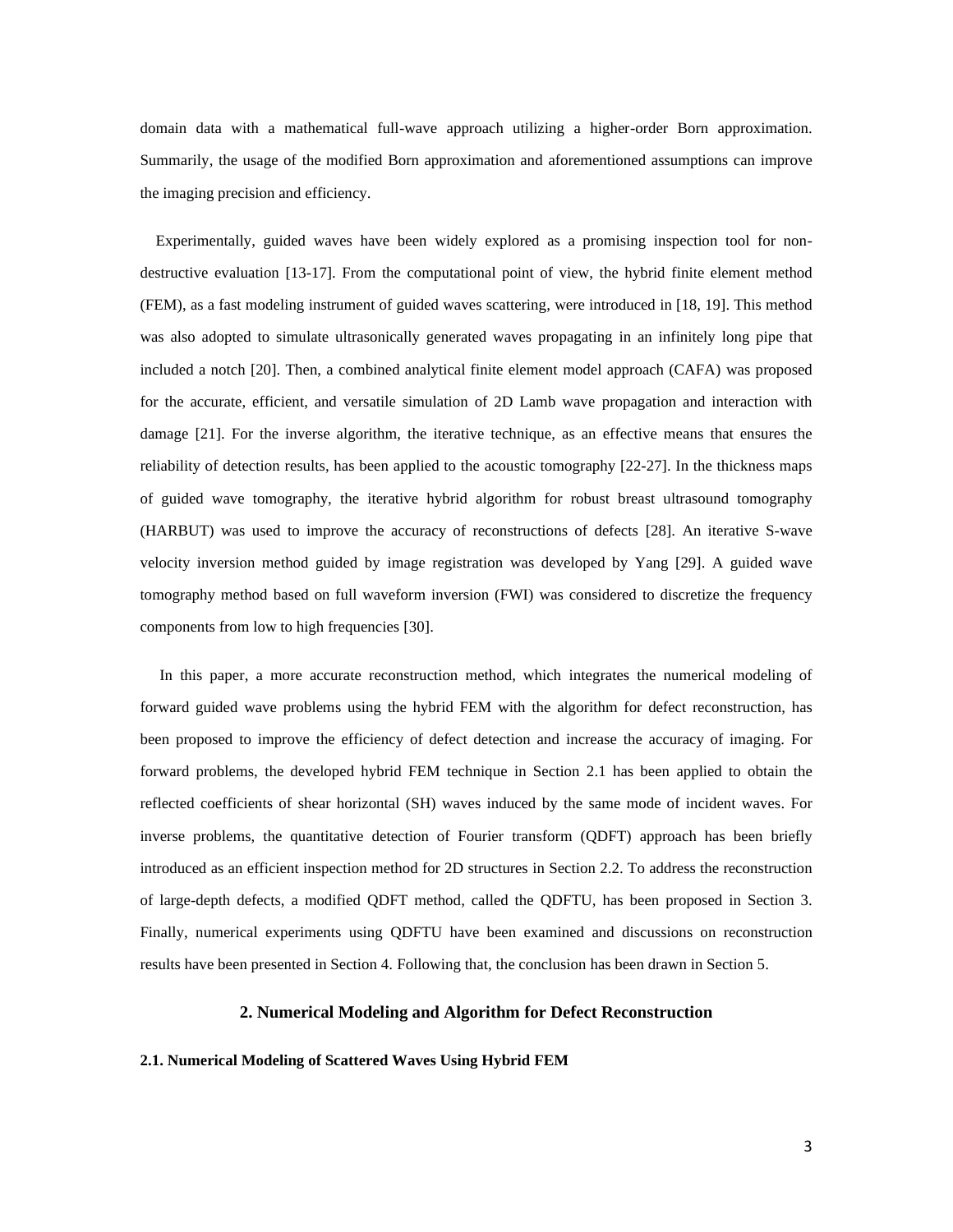domain data with a mathematical full-wave approach utilizing a higher-order Born approximation. Summarily, the usage of the modified Born approximation and aforementioned assumptions can improve the imaging precision and efficiency.

Experimentally, guided waves have been widely explored as a promising inspection tool for non-destructive evaluation [13-17]. From the computational point of view, the hybrid finite element method (FEM), as a fast modeling instrument of guided waves scattering, were introduced in [18, 19]. This method was also adopted to simulate ultrasonically generated waves propagating in an infinitely long pipe that included a notch [20]. Then, a combined analytical finite element model approach (CAFA) was proposed for the accurate, efficient, and versatile simulation of 2D Lamb wave propagation and interaction with damage [21]. For the inverse algorithm, the iterative technique, as an effective means that ensures the reliability of detection results, has been applied to the acoustic tomography [22-27]. In the thickness maps of guided wave tomography, the iterative hybrid algorithm for robust breast ultrasound tomography (HARBUT) was used to improve the accuracy of reconstructions of defects [28]. An iterative S-wave velocity inversion method guided by image registration was developed by Yang [29]. A guided wave tomography method based on full waveform inversion (FWI) was considered to discretize the frequency components from low to high frequencies [30].

In this paper, a more accurate reconstruction method, which integrates the numerical modeling of forward guided wave problems using the hybrid FEM with the algorithm for defect reconstruction, has been proposed to improve the efficiency of defect detection and increase the accuracy of imaging. For forward problems, the developed hybrid FEM technique in Section 2.1 has been applied to obtain the reflected coefficients of shear horizontal (SH) waves induced by the same mode of incident waves. For inverse problems, the quantitative detection of Fourier transform (QDFT) approach has been briefly introduced as an efficient inspection method for 2D structures in Section 2.2. To address the reconstruction of large-depth defects, a modified QDFT method, called the QDFTU, has been proposed in Section 3. Finally, numerical experiments using QDFTU have been examined and discussions on reconstruction results have been presented in Section 4. Following that, the conclusion has been drawn in Section 5.

## 2. Numerical Modeling and Algorithm for Defect Reconstruction

### 2.1. Numerical Modeling of Scattered Waves Using Hybrid FEM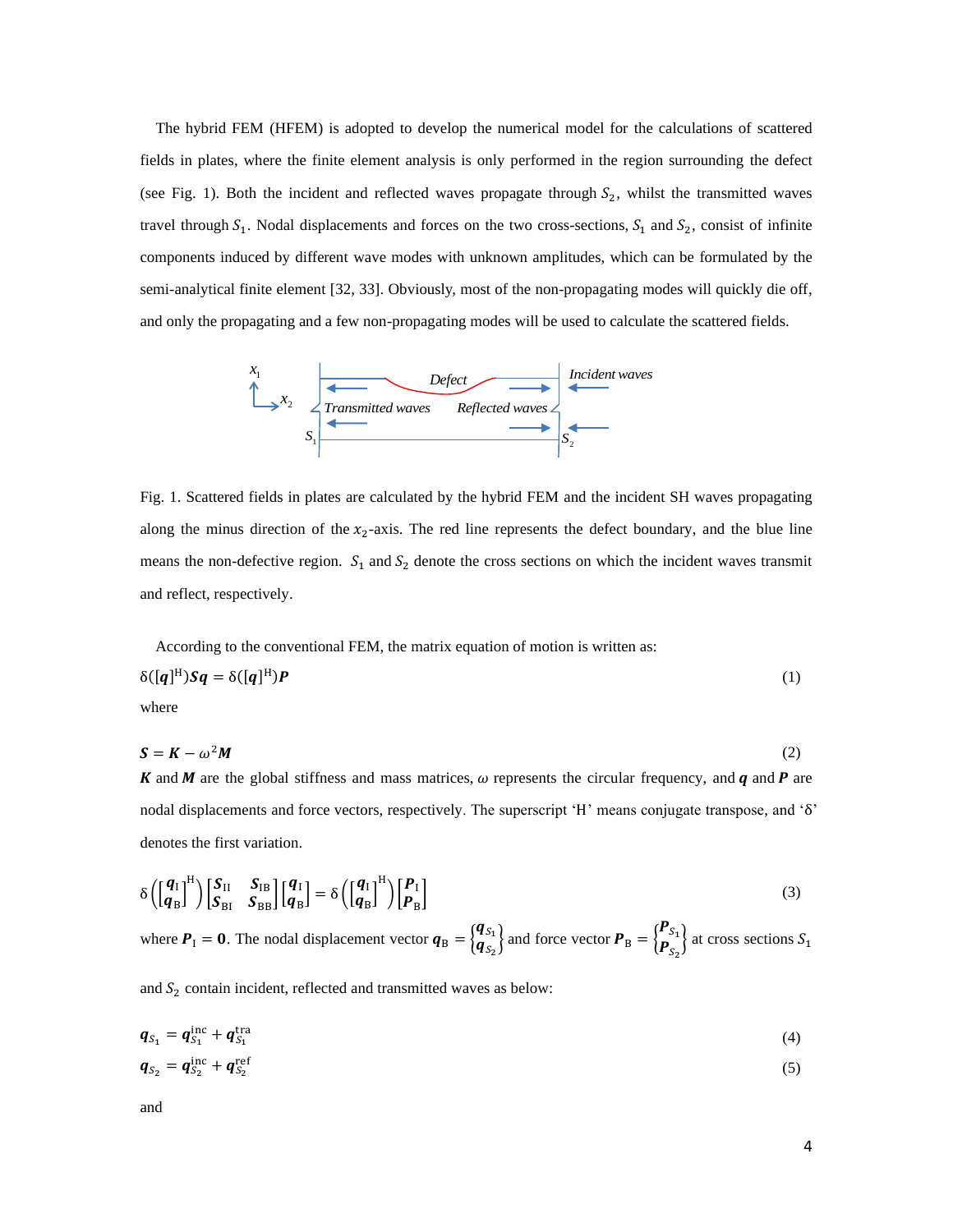The hybrid FEM (HFEM) is adopted to develop the numerical model for the calculations of scattered fields in plates, where the finite element analysis is only performed in the region surrounding the defect (see Fig. 1). Both the incident and reflected waves propagate through $S_2$, whilst the transmitted waves travel through $S_1$. Nodal displacements and forces on the two cross-sections, $S_1$ and $S_2$, consist of infinite components induced by different wave modes with unknown amplitudes, which can be formulated by the semi-analytical finite element [32, 33]. Obviously, most of the non-propagating modes will quickly die off, and only the propagating and a few non-propagating modes will be used to calculate the scattered fields.

Fig. 1. Scattered fields in plates are calculated by the hybrid FEM and the incident SH waves propagating along the minus direction of the $x_2$-axis. The red line represents the defect boundary, and the blue line means the non-defective region. $S_1$ and $S_2$ denote the cross sections on which the incident waves transmit and reflect, respectively.

According to the conventional FEM, the matrix equation of motion is written as:

$$\delta([\boldsymbol{q}]^{\mathrm{H}})\boldsymbol{S}\boldsymbol{q} = \delta([\boldsymbol{q}]^{\mathrm{H}})\boldsymbol{P} \tag{1}$$

where

$$\boldsymbol{S} = \boldsymbol{K} - \omega^2 \boldsymbol{M} \tag{2}$$

$\boldsymbol{K}$ and $\boldsymbol{M}$ are the global stiffness and mass matrices, $\omega$ represents the circular frequency, and $\boldsymbol{q}$ and $\boldsymbol{P}$ are nodal displacements and force vectors, respectively. The superscript 'H' means conjugate transpose, and 'δ' denotes the first variation.

$$\delta\left(\begin{bmatrix}\boldsymbol{q}_{\mathrm{I}}\\ \boldsymbol{q}_{\mathrm{B}}\end{bmatrix}^{\mathrm{H}}\right)\begin{bmatrix}\boldsymbol{S}_{\mathrm{II}} & \boldsymbol{S}_{\mathrm{IB}}\\ \boldsymbol{S}_{\mathrm{BI}} & \boldsymbol{S}_{\mathrm{BB}}\end{bmatrix}\begin{bmatrix}\boldsymbol{q}_{\mathrm{I}}\\ \boldsymbol{q}_{\mathrm{B}}\end{bmatrix} = \delta\left(\begin{bmatrix}\boldsymbol{q}_{\mathrm{I}}\\ \boldsymbol{q}_{\mathrm{B}}\end{bmatrix}^{\mathrm{H}}\right)\begin{bmatrix}\boldsymbol{P}_{\mathrm{I}}\\ \boldsymbol{P}_{\mathrm{B}}\end{bmatrix} \tag{3}$$

where $\boldsymbol{P}_{\mathrm{I}} = \boldsymbol{0}$. The nodal displacement vector $\boldsymbol{q}_{\mathrm{B}} = \begin{Bmatrix}\boldsymbol{q}_{S_1}\\ \boldsymbol{q}_{S_2}\end{Bmatrix}$ and force vector $\boldsymbol{P}_{\mathrm{B}} = \begin{Bmatrix}\boldsymbol{P}_{S_1}\\ \boldsymbol{P}_{S_2}\end{Bmatrix}$ at cross sections $S_1$ and $S_2$ contain incident, reflected and transmitted waves as below:

$$\boldsymbol{q}_{S_1} = \boldsymbol{q}_{S_1}^{\mathrm{inc}} + \boldsymbol{q}_{S_1}^{\mathrm{tra}} \tag{4}$$

$$\boldsymbol{q}_{S_2} = \boldsymbol{q}_{S_2}^{\mathrm{inc}} + \boldsymbol{q}_{S_2}^{\mathrm{ref}} \tag{5}$$

and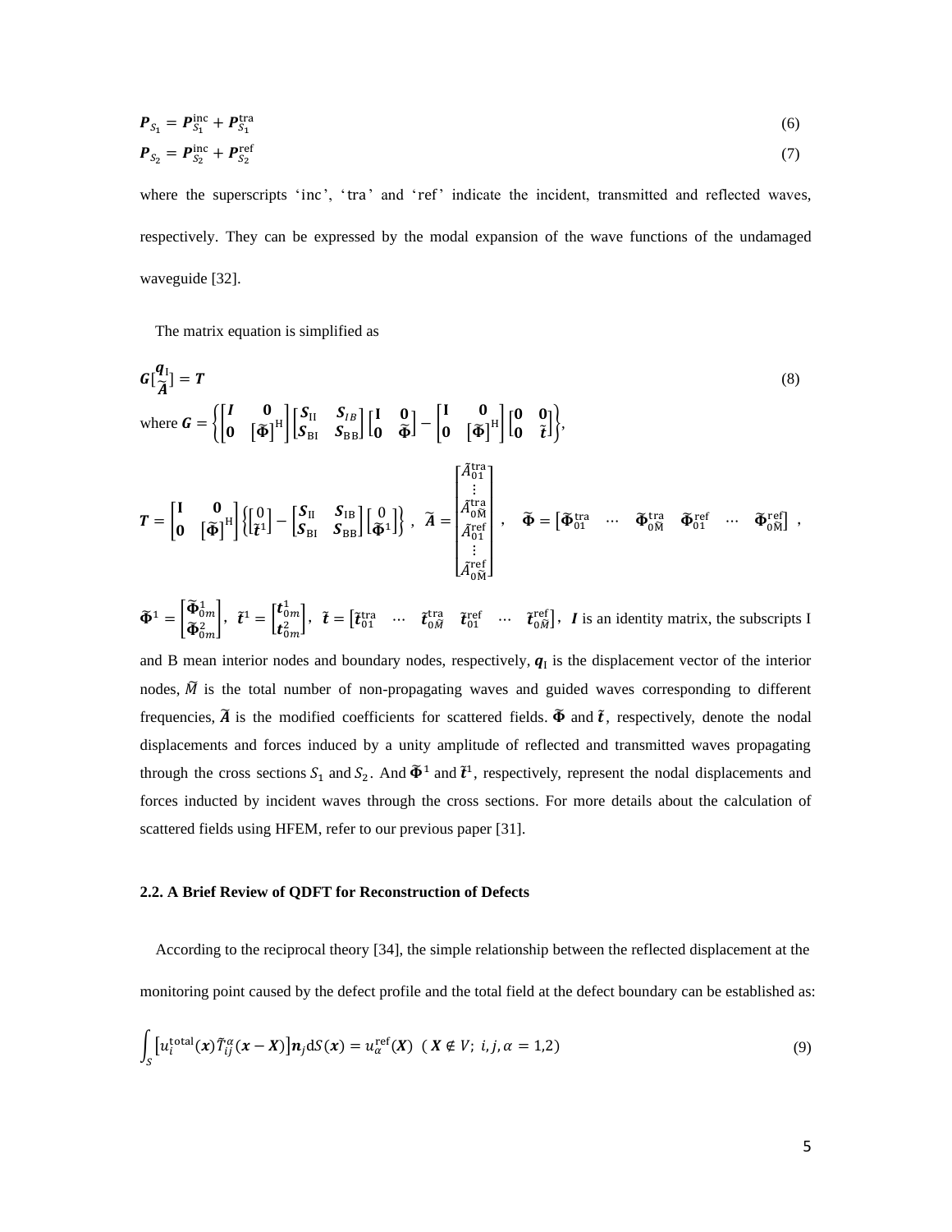$$\boldsymbol{P}_{S_1} = \boldsymbol{P}_{S_1}^{\mathrm{inc}} + \boldsymbol{P}_{S_1}^{\mathrm{tra}} \tag{6}$$

$$\boldsymbol{P}_{S_2} = \boldsymbol{P}_{S_2}^{\mathrm{inc}} + \boldsymbol{P}_{S_2}^{\mathrm{ref}} \tag{7}$$

where the superscripts 'inc', 'tra' and 'ref' indicate the incident, transmitted and reflected waves, respectively. They can be expressed by the modal expansion of the wave functions of the undamaged waveguide [32].

The matrix equation is simplified as

$$\boldsymbol{G}\begin{bmatrix}\boldsymbol{q}_{\mathrm{I}} \\ \widetilde{\boldsymbol{A}}\end{bmatrix} = \boldsymbol{T} \tag{8}$$

where $\boldsymbol{G} = \left\{ \begin{bmatrix} \boldsymbol{I} & \boldsymbol{0} \\ \boldsymbol{0} & [\widetilde{\boldsymbol{\Phi}}]^{\mathrm{H}} \end{bmatrix} \begin{bmatrix} \boldsymbol{S}_{\mathrm{II}} & \boldsymbol{S}_{IB} \\ \boldsymbol{S}_{\mathrm{BI}} & \boldsymbol{S}_{\mathrm{BB}} \end{bmatrix} \begin{bmatrix} \mathbf{I} & \mathbf{0} \\ \mathbf{0} & \widetilde{\boldsymbol{\Phi}} \end{bmatrix} - \begin{bmatrix} \mathbf{I} & \mathbf{0} \\ \mathbf{0} & [\widetilde{\boldsymbol{\Phi}}]^{\mathrm{H}} \end{bmatrix} \begin{bmatrix} \mathbf{0} & \mathbf{0} \\ \mathbf{0} & \tilde{\boldsymbol{t}} \end{bmatrix} \right\}$,

$\boldsymbol{T} = \begin{bmatrix} \mathbf{I} & \mathbf{0} \\ \mathbf{0} & [\widetilde{\boldsymbol{\Phi}}]^{\mathrm{H}} \end{bmatrix} \left\{ \begin{bmatrix} 0 \\ \tilde{\boldsymbol{t}}^1 \end{bmatrix} - \begin{bmatrix} \boldsymbol{S}_{\mathrm{II}} & \boldsymbol{S}_{\mathrm{IB}} \\ \boldsymbol{S}_{\mathrm{BI}} & \boldsymbol{S}_{\mathrm{BB}} \end{bmatrix} \begin{bmatrix} 0 \\ \widetilde{\boldsymbol{\Phi}}^1 \end{bmatrix} \right\}$, $\widetilde{\boldsymbol{A}} = \begin{bmatrix} \tilde{A}_{01}^{\mathrm{tra}} \\ \vdots \\ \tilde{A}_{0\widetilde{\mathrm{M}}}^{\mathrm{tra}} \\ \tilde{A}_{01}^{\mathrm{ref}} \\ \vdots \\ \tilde{A}_{0\widetilde{\mathrm{M}}}^{\mathrm{ref}} \end{bmatrix}$, $\widetilde{\boldsymbol{\Phi}} = \begin{bmatrix} \widetilde{\boldsymbol{\Phi}}_{01}^{\mathrm{tra}} & \cdots & \widetilde{\boldsymbol{\Phi}}_{0\widetilde{\mathrm{M}}}^{\mathrm{tra}} & \widetilde{\boldsymbol{\Phi}}_{01}^{\mathrm{ref}} & \cdots & \widetilde{\boldsymbol{\Phi}}_{0\widetilde{\mathrm{M}}}^{\mathrm{ref}} \end{bmatrix}$,

$\widetilde{\boldsymbol{\Phi}}^1 = \begin{bmatrix} \widetilde{\boldsymbol{\Phi}}_{0m}^1 \\ \widetilde{\boldsymbol{\Phi}}_{0m}^2 \end{bmatrix}$, $\tilde{\boldsymbol{t}}^1 = \begin{bmatrix} \boldsymbol{t}_{0m}^1 \\ \boldsymbol{t}_{0m}^2 \end{bmatrix}$, $\tilde{\boldsymbol{t}} = \begin{bmatrix} \tilde{\boldsymbol{t}}_{01}^{\mathrm{tra}} & \cdots & \tilde{\boldsymbol{t}}_{0\widetilde{M}}^{\mathrm{tra}} & \tilde{\boldsymbol{t}}_{01}^{\mathrm{ref}} & \cdots & \tilde{\boldsymbol{t}}_{0\widetilde{M}}^{\mathrm{ref}} \end{bmatrix}$, $\boldsymbol{I}$ is an identity matrix, the subscripts I and B mean interior nodes and boundary nodes, respectively, $\boldsymbol{q}_{\mathrm{I}}$ is the displacement vector of the interior nodes, $\widetilde{M}$ is the total number of non-propagating waves and guided waves corresponding to different frequencies, $\widetilde{\boldsymbol{A}}$ is the modified coefficients for scattered fields. $\widetilde{\boldsymbol{\Phi}}$ and $\tilde{\boldsymbol{t}}$, respectively, denote the nodal displacements and forces induced by a unity amplitude of reflected and transmitted waves propagating through the cross sections $S_1$ and $S_2$. And $\widetilde{\boldsymbol{\Phi}}^1$ and $\tilde{\boldsymbol{t}}^1$, respectively, represent the nodal displacements and forces inducted by incident waves through the cross sections. For more details about the calculation of scattered fields using HFEM, refer to our previous paper [31].

### 2.2. A Brief Review of QDFT for Reconstruction of Defects

According to the reciprocal theory [34], the simple relationship between the reflected displacement at the monitoring point caused by the defect profile and the total field at the defect boundary can be established as:

$$\int_S \left[ u_i^{\mathrm{total}}(\boldsymbol{x}) \tilde{T}_{ij}^{\alpha}(\boldsymbol{x} - \boldsymbol{X}) \right] \boldsymbol{n}_j \mathrm{d}S(\boldsymbol{x}) = u_\alpha^{\mathrm{ref}}(\boldsymbol{X}) \quad (\boldsymbol{X} \notin V;\ i, j, \alpha = 1{,}2) \tag{9}$$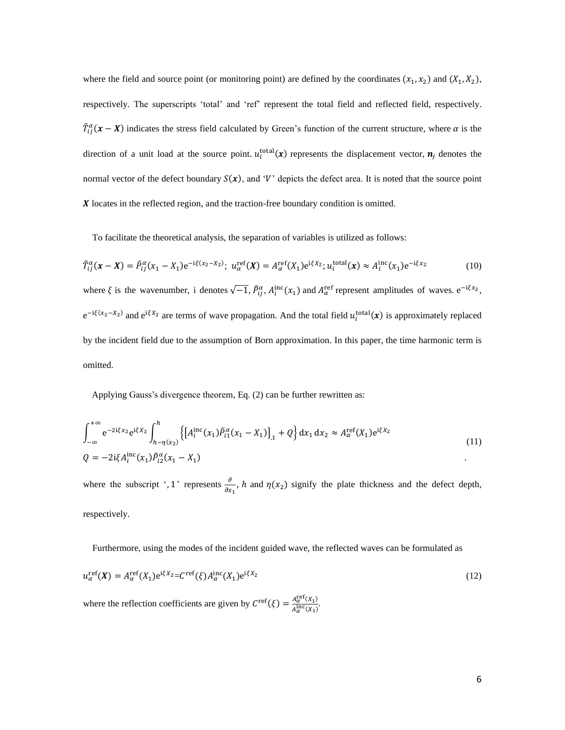where the field and source point (or monitoring point) are defined by the coordinates $(x_1, x_2)$ and $(X_1, X_2)$, respectively. The superscripts 'total' and 'ref' represent the total field and reflected field, respectively. $\tilde{T}_{ij}^{\alpha}(\boldsymbol{x}-\boldsymbol{X})$ indicates the stress field calculated by Green's function of the current structure, where $\alpha$ is the direction of a unit load at the source point. $u_i^{\text{total}}(\boldsymbol{x})$ represents the displacement vector, $\boldsymbol{n}_j$ denotes the normal vector of the defect boundary $S(\boldsymbol{x})$, and '$V$' depicts the defect area. It is noted that the source point $\boldsymbol{X}$ locates in the reflected region, and the traction-free boundary condition is omitted.

To facilitate the theoretical analysis, the separation of variables is utilized as follows:

$$\tilde{T}_{ij}^{\alpha}(\boldsymbol{x}-\boldsymbol{X}) = \tilde{P}_{ij}^{\alpha}(x_1 - X_1)\mathrm{e}^{-\mathrm{i}\xi(x_2 - X_2)};\ u_{\alpha}^{\text{ref}}(\boldsymbol{X}) = A_{\alpha}^{\text{ref}}(X_1)\mathrm{e}^{\mathrm{i}\xi X_2};\ u_i^{\text{total}}(\boldsymbol{x}) \approx A_i^{\text{inc}}(x_1)\mathrm{e}^{-\mathrm{i}\xi x_2} \tag{10}$$

where $\xi$ is the wavenumber, i denotes $\sqrt{-1}$, $\tilde{P}_{ij}^{\alpha}$, $A_i^{\text{inc}}(x_1)$ and $A_{\alpha}^{\text{ref}}$ represent amplitudes of waves. $\mathrm{e}^{-\mathrm{i}\xi x_2}$, $\mathrm{e}^{-\mathrm{i}\xi(x_2 - X_2)}$ and $\mathrm{e}^{\mathrm{i}\xi X_2}$ are terms of wave propagation. And the total field $u_i^{\text{total}}(\boldsymbol{x})$ is approximately replaced by the incident field due to the assumption of Born approximation. In this paper, the time harmonic term is omitted.

Applying Gauss's divergence theorem, Eq. (2) can be further rewritten as:

$$\begin{aligned} &\int_{-\infty}^{+\infty} \mathrm{e}^{-2\mathrm{i}\xi x_2}\mathrm{e}^{\mathrm{i}\xi X_2} \int_{h-\eta(x_2)}^{h} \left\{ \left[ A_i^{\text{inc}}(x_1)\tilde{P}_{i1}^{\alpha}(x_1 - X_1) \right]_{,1} + Q \right\} \mathrm{d}x_1\, \mathrm{d}x_2 \approx A_{\alpha}^{\text{ref}}(X_1)\mathrm{e}^{\mathrm{i}\xi X_2} \\ &Q = -2\mathrm{i}\xi A_i^{\text{inc}}(x_1)\tilde{P}_{i2}^{\alpha}(x_1 - X_1) \end{aligned} \tag{11}$$

where the subscript '$,1$' represents $\frac{\partial}{\partial x_1}$, $h$ and $\eta(x_2)$ signify the plate thickness and the defect depth, respectively.

Furthermore, using the modes of the incident guided wave, the reflected waves can be formulated as

$$u_{\alpha}^{\text{ref}}(\boldsymbol{X}) = A_{\alpha}^{\text{ref}}(X_1)\mathrm{e}^{\mathrm{i}\xi X_2} = C^{\text{ref}}(\xi)A_{\alpha}^{\text{inc}}(X_1)\mathrm{e}^{\mathrm{i}\xi X_2} \tag{12}$$

where the reflection coefficients are given by $C^{\text{ref}}(\xi) = \frac{A_{\alpha}^{\text{ref}}(X_1)}{A_{\alpha}^{\text{inc}}(X_1)}$.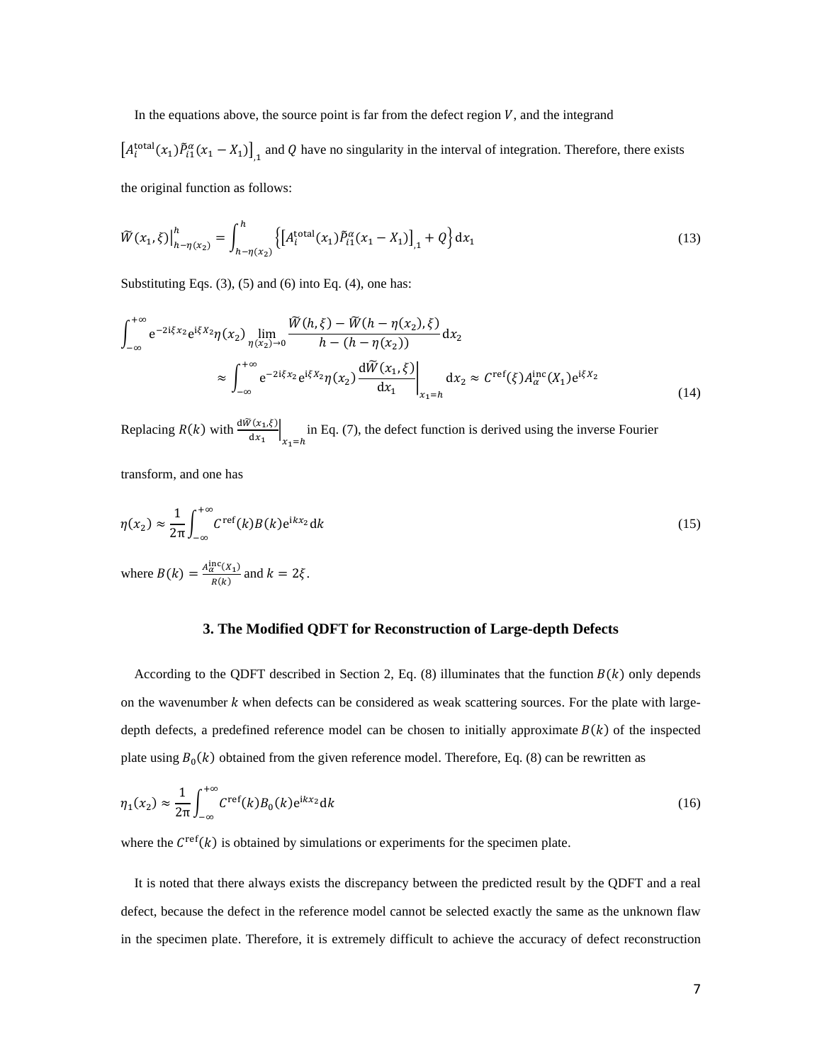In the equations above, the source point is far from the defect region $V$, and the integrand $\left[A_i^{\mathrm{total}}(x_1)\tilde{P}_{i1}^{\alpha}(x_1 - X_1)\right]_{,1}$ and $Q$ have no singularity in the interval of integration. Therefore, there exists the original function as follows:

$$\widetilde{W}(x_1, \xi)\Big|_{h-\eta(x_2)}^{h} = \int_{h-\eta(x_2)}^{h} \left\{ \left[A_i^{\mathrm{total}}(x_1)\tilde{P}_{i1}^{\alpha}(x_1 - X_1)\right]_{,1} + Q \right\} \mathrm{d}x_1 \tag{13}$$

Substituting Eqs. (3), (5) and (6) into Eq. (4), one has:

$$\begin{aligned} \int_{-\infty}^{+\infty} \mathrm{e}^{-2\mathrm{i}\xi x_2} \mathrm{e}^{\mathrm{i}\xi X_2} \eta(x_2) \lim_{\eta(x_2)\to 0} \frac{\widetilde{W}(h, \xi) - \widetilde{W}(h - \eta(x_2), \xi)}{h - (h - \eta(x_2))} \mathrm{d}x_2 \\ \approx \int_{-\infty}^{+\infty} \mathrm{e}^{-2\mathrm{i}\xi x_2} \mathrm{e}^{\mathrm{i}\xi X_2} \eta(x_2) \frac{\mathrm{d}\widetilde{W}(x_1, \xi)}{\mathrm{d}x_1}\bigg|_{x_1 = h} \mathrm{d}x_2 \approx C^{\mathrm{ref}}(\xi) A_{\alpha}^{\mathrm{inc}}(X_1) \mathrm{e}^{\mathrm{i}\xi X_2} \end{aligned} \tag{14}$$

Replacing $R(k)$ with $\frac{\mathrm{d}\widetilde{W}(x_1,\xi)}{\mathrm{d}x_1}\Big|_{x_1=h}$ in Eq. (7), the defect function is derived using the inverse Fourier transform, and one has

$$\eta(x_2) \approx \frac{1}{2\pi} \int_{-\infty}^{+\infty} C^{\mathrm{ref}}(k) B(k) \mathrm{e}^{\mathrm{i}k x_2} \mathrm{d}k \tag{15}$$

where $B(k) = \frac{A_{\alpha}^{\mathrm{inc}}(X_1)}{R(k)}$ and $k = 2\xi$.

### 3. The Modified QDFT for Reconstruction of Large-depth Defects

According to the QDFT described in Section 2, Eq. (8) illuminates that the function $B(k)$ only depends on the wavenumber $k$ when defects can be considered as weak scattering sources. For the plate with large-depth defects, a predefined reference model can be chosen to initially approximate $B(k)$ of the inspected plate using $B_0(k)$ obtained from the given reference model. Therefore, Eq. (8) can be rewritten as

$$\eta_1(x_2) \approx \frac{1}{2\pi} \int_{-\infty}^{+\infty} C^{\mathrm{ref}}(k) B_0(k) \mathrm{e}^{\mathrm{i}k x_2} \mathrm{d}k \tag{16}$$

where the $C^{\mathrm{ref}}(k)$ is obtained by simulations or experiments for the specimen plate.

It is noted that there always exists the discrepancy between the predicted result by the QDFT and a real defect, because the defect in the reference model cannot be selected exactly the same as the unknown flaw in the specimen plate. Therefore, it is extremely difficult to achieve the accuracy of defect reconstruction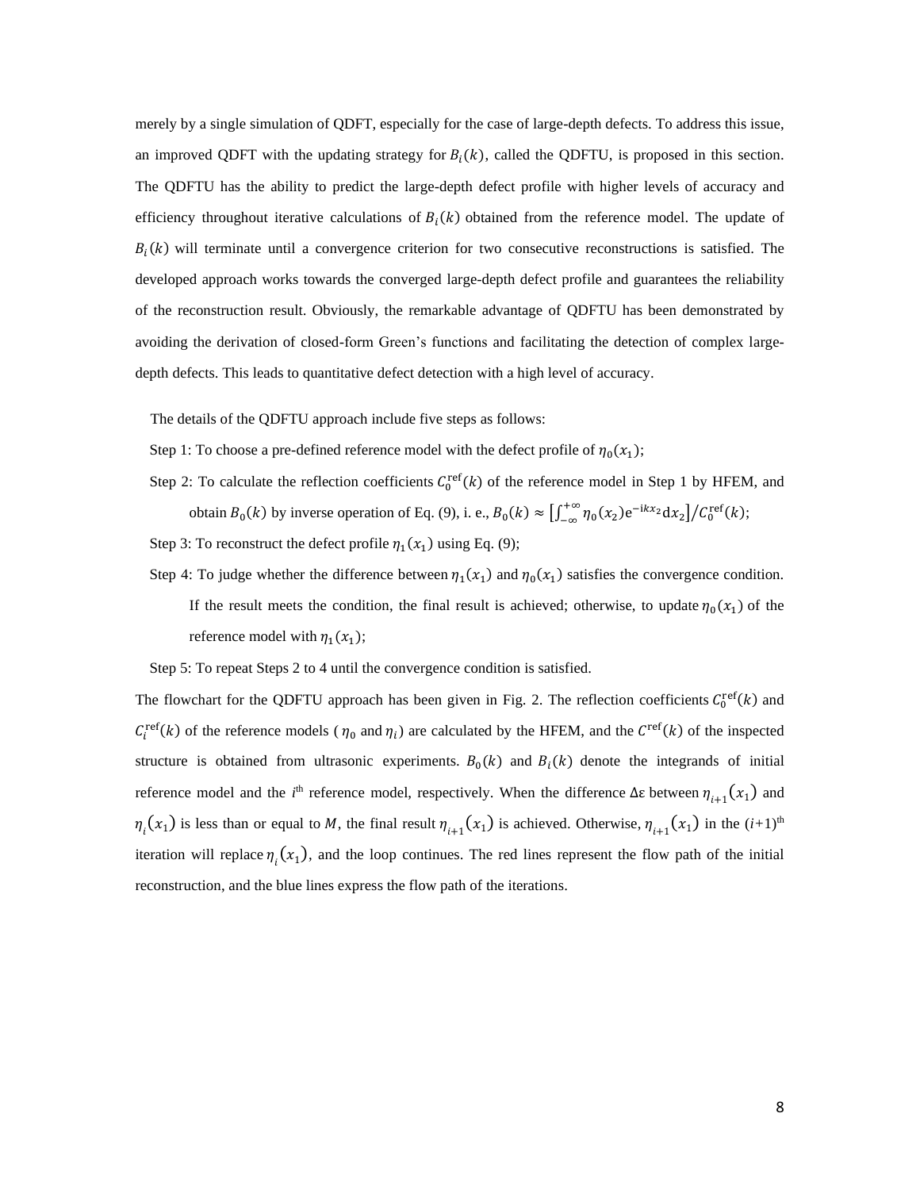merely by a single simulation of QDFT, especially for the case of large-depth defects. To address this issue, an improved QDFT with the updating strategy for $B_i(k)$, called the QDFTU, is proposed in this section. The QDFTU has the ability to predict the large-depth defect profile with higher levels of accuracy and efficiency throughout iterative calculations of $B_i(k)$ obtained from the reference model. The update of $B_i(k)$ will terminate until a convergence criterion for two consecutive reconstructions is satisfied. The developed approach works towards the converged large-depth defect profile and guarantees the reliability of the reconstruction result. Obviously, the remarkable advantage of QDFTU has been demonstrated by avoiding the derivation of closed-form Green's functions and facilitating the detection of complex large-depth defects. This leads to quantitative defect detection with a high level of accuracy.

The details of the QDFTU approach include five steps as follows:

Step 1: To choose a pre-defined reference model with the defect profile of $\eta_0(x_1)$;

Step 2: To calculate the reflection coefficients $C_0^{\mathrm{ref}}(k)$ of the reference model in Step 1 by HFEM, and obtain $B_0(k)$ by inverse operation of Eq. (9), i. e., $B_0(k) \approx \left[\int_{-\infty}^{+\infty} \eta_0(x_2) \mathrm{e}^{-\mathrm{i}kx_2} \mathrm{d}x_2\right] / C_0^{\mathrm{ref}}(k)$;

Step 3: To reconstruct the defect profile $\eta_1(x_1)$ using Eq. (9);

Step 4: To judge whether the difference between $\eta_1(x_1)$ and $\eta_0(x_1)$ satisfies the convergence condition. If the result meets the condition, the final result is achieved; otherwise, to update $\eta_0(x_1)$ of the reference model with $\eta_1(x_1)$;

Step 5: To repeat Steps 2 to 4 until the convergence condition is satisfied.

The flowchart for the QDFTU approach has been given in Fig. 2. The reflection coefficients $C_0^{\mathrm{ref}}(k)$ and $C_i^{\mathrm{ref}}(k)$ of the reference models ($\eta_0$ and $\eta_i$) are calculated by the HFEM, and the $C^{\mathrm{ref}}(k)$ of the inspected structure is obtained from ultrasonic experiments. $B_0(k)$ and $B_i(k)$ denote the integrands of initial reference model and the $i^{\mathrm{th}}$ reference model, respectively. When the difference $\Delta\varepsilon$ between $\eta_{i+1}(x_1)$ and $\eta_i(x_1)$ is less than or equal to $M$, the final result $\eta_{i+1}(x_1)$ is achieved. Otherwise, $\eta_{i+1}(x_1)$ in the $(i+1)^{\mathrm{th}}$ iteration will replace $\eta_i(x_1)$, and the loop continues. The red lines represent the flow path of the initial reconstruction, and the blue lines express the flow path of the iterations.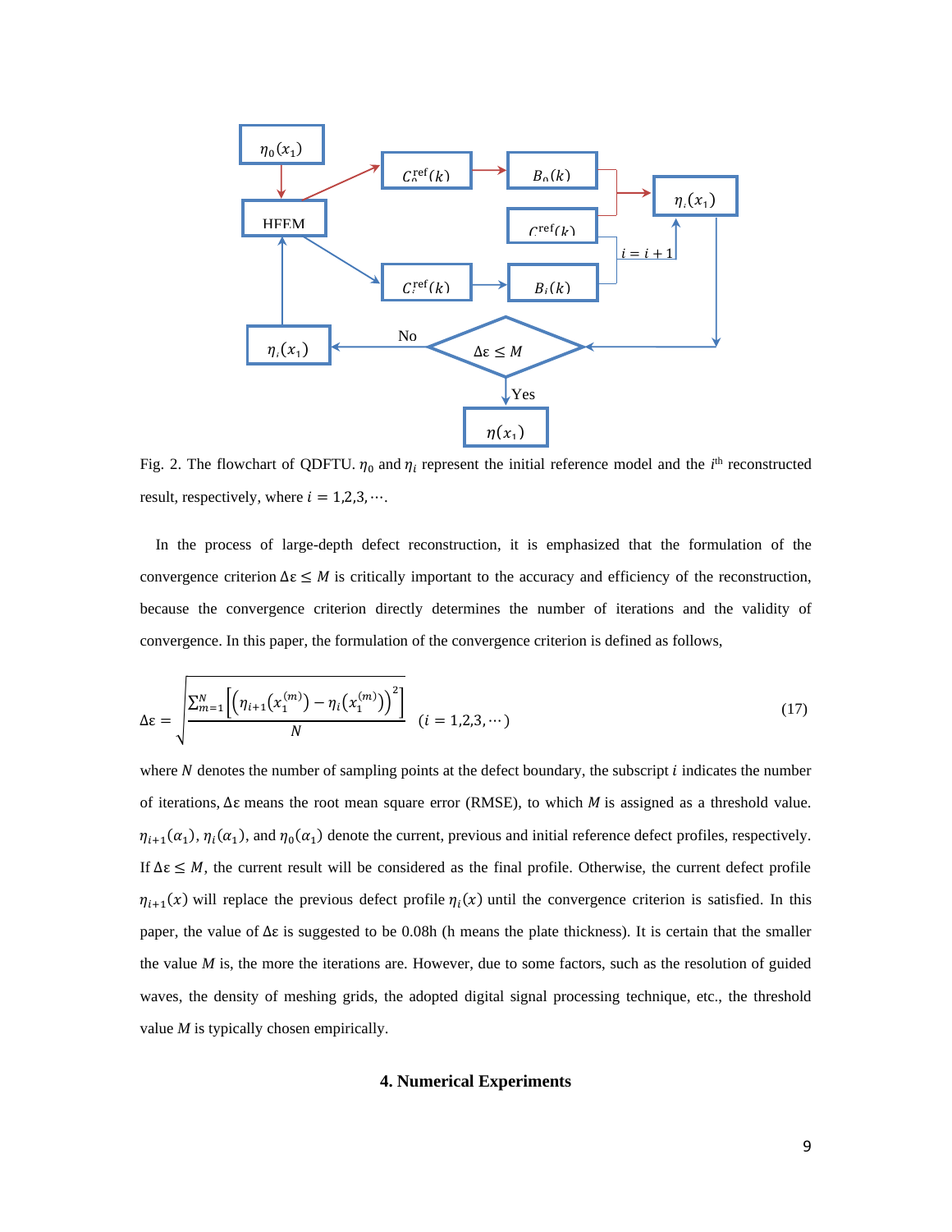Fig. 2. The flowchart of QDFTU. $\eta_0$ and $\eta_i$ represent the initial reference model and the $i^{\text{th}}$ reconstructed result, respectively, where $i = 1,2,3,\cdots$.

In the process of large-depth defect reconstruction, it is emphasized that the formulation of the convergence criterion $\Delta\varepsilon \leq M$ is critically important to the accuracy and efficiency of the reconstruction, because the convergence criterion directly determines the number of iterations and the validity of convergence. In this paper, the formulation of the convergence criterion is defined as follows,

$$\Delta\varepsilon = \sqrt{\frac{\sum_{m=1}^{N}\left[\left(\eta_{i+1}\left(x_1^{(m)}\right) - \eta_i\left(x_1^{(m)}\right)\right)^2\right]}{N}} \quad (i = 1,2,3,\cdots) \tag{17}$$

where $N$ denotes the number of sampling points at the defect boundary, the subscript $i$ indicates the number of iterations, $\Delta\varepsilon$ means the root mean square error (RMSE), to which $M$ is assigned as a threshold value. $\eta_{i+1}(\alpha_1)$, $\eta_i(\alpha_1)$, and $\eta_0(\alpha_1)$ denote the current, previous and initial reference defect profiles, respectively. If $\Delta\varepsilon \leq M$, the current result will be considered as the final profile. Otherwise, the current defect profile $\eta_{i+1}(x)$ will replace the previous defect profile $\eta_i(x)$ until the convergence criterion is satisfied. In this paper, the value of $\Delta\varepsilon$ is suggested to be 0.08h (h means the plate thickness). It is certain that the smaller the value $M$ is, the more the iterations are. However, due to some factors, such as the resolution of guided waves, the density of meshing grids, the adopted digital signal processing technique, etc., the threshold value $M$ is typically chosen empirically.

## 4. Numerical Experiments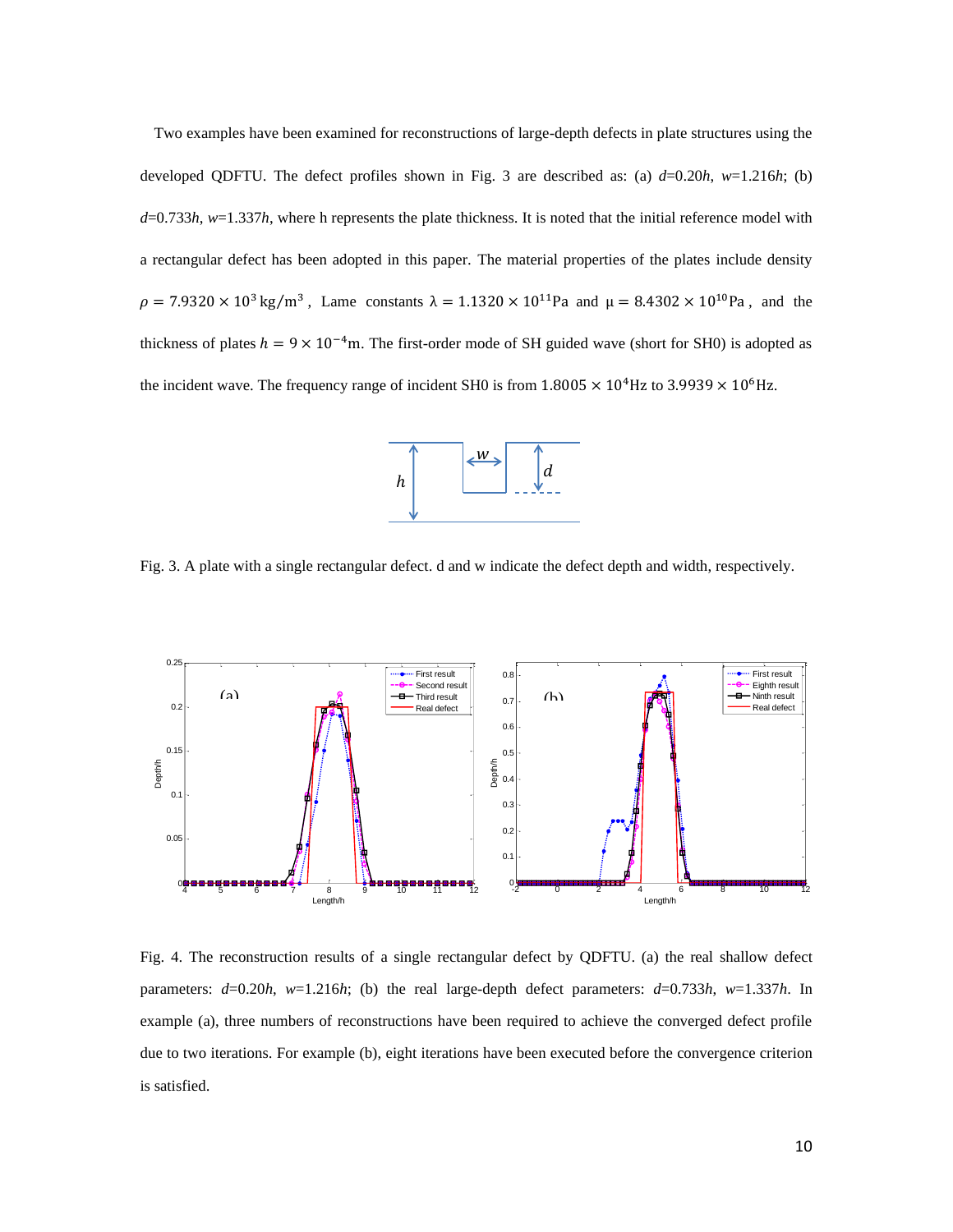Two examples have been examined for reconstructions of large-depth defects in plate structures using the developed QDFTU. The defect profiles shown in Fig. 3 are described as: (a) *d*=0.20*h*, *w*=1.216*h*; (b) *d*=0.733*h*, *w*=1.337*h*, where h represents the plate thickness. It is noted that the initial reference model with a rectangular defect has been adopted in this paper. The material properties of the plates include density $\rho = 7.9320 \times 10^3\,\mathrm{kg/m^3}$, Lame constants $\lambda = 1.1320 \times 10^{11}\mathrm{Pa}$ and $\mu = 8.4302 \times 10^{10}\mathrm{Pa}$, and the thickness of plates $h = 9 \times 10^{-4}\mathrm{m}$. The first-order mode of SH guided wave (short for SH0) is adopted as the incident wave. The frequency range of incident SH0 is from $1.8005 \times 10^4\mathrm{Hz}$ to $3.9939 \times 10^6\mathrm{Hz}$.

Fig. 3. A plate with a single rectangular defect. d and w indicate the defect depth and width, respectively.

Fig. 4. The reconstruction results of a single rectangular defect by QDFTU. (a) the real shallow defect parameters: *d*=0.20*h*, *w*=1.216*h*; (b) the real large-depth defect parameters: *d*=0.733*h*, *w*=1.337*h*. In example (a), three numbers of reconstructions have been required to achieve the converged defect profile due to two iterations. For example (b), eight iterations have been executed before the convergence criterion is satisfied.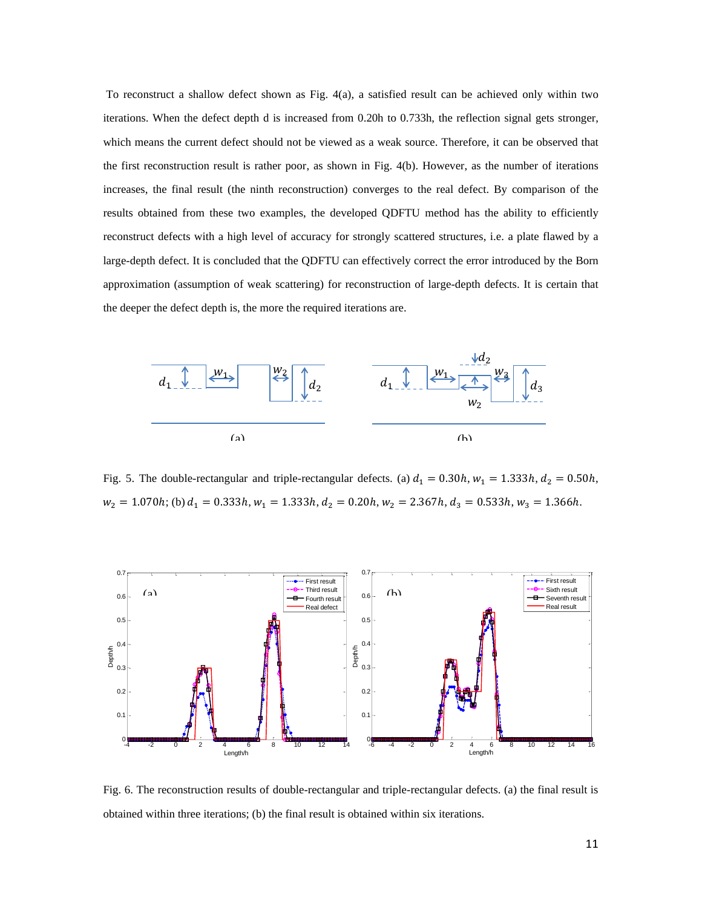To reconstruct a shallow defect shown as Fig. 4(a), a satisfied result can be achieved only within two iterations. When the defect depth d is increased from 0.20h to 0.733h, the reflection signal gets stronger, which means the current defect should not be viewed as a weak source. Therefore, it can be observed that the first reconstruction result is rather poor, as shown in Fig. 4(b). However, as the number of iterations increases, the final result (the ninth reconstruction) converges to the real defect. By comparison of the results obtained from these two examples, the developed QDFTU method has the ability to efficiently reconstruct defects with a high level of accuracy for strongly scattered structures, i.e. a plate flawed by a large-depth defect. It is concluded that the QDFTU can effectively correct the error introduced by the Born approximation (assumption of weak scattering) for reconstruction of large-depth defects. It is certain that the deeper the defect depth is, the more the required iterations are.

Fig. 5. The double-rectangular and triple-rectangular defects. (a) $d_1 = 0.30h$, $w_1 = 1.333h$, $d_2 = 0.50h$, $w_2 = 1.070h$; (b) $d_1 = 0.333h$, $w_1 = 1.333h$, $d_2 = 0.20h$, $w_2 = 2.367h$, $d_3 = 0.533h$, $w_3 = 1.366h$.

Fig. 6. The reconstruction results of double-rectangular and triple-rectangular defects. (a) the final result is obtained within three iterations; (b) the final result is obtained within six iterations.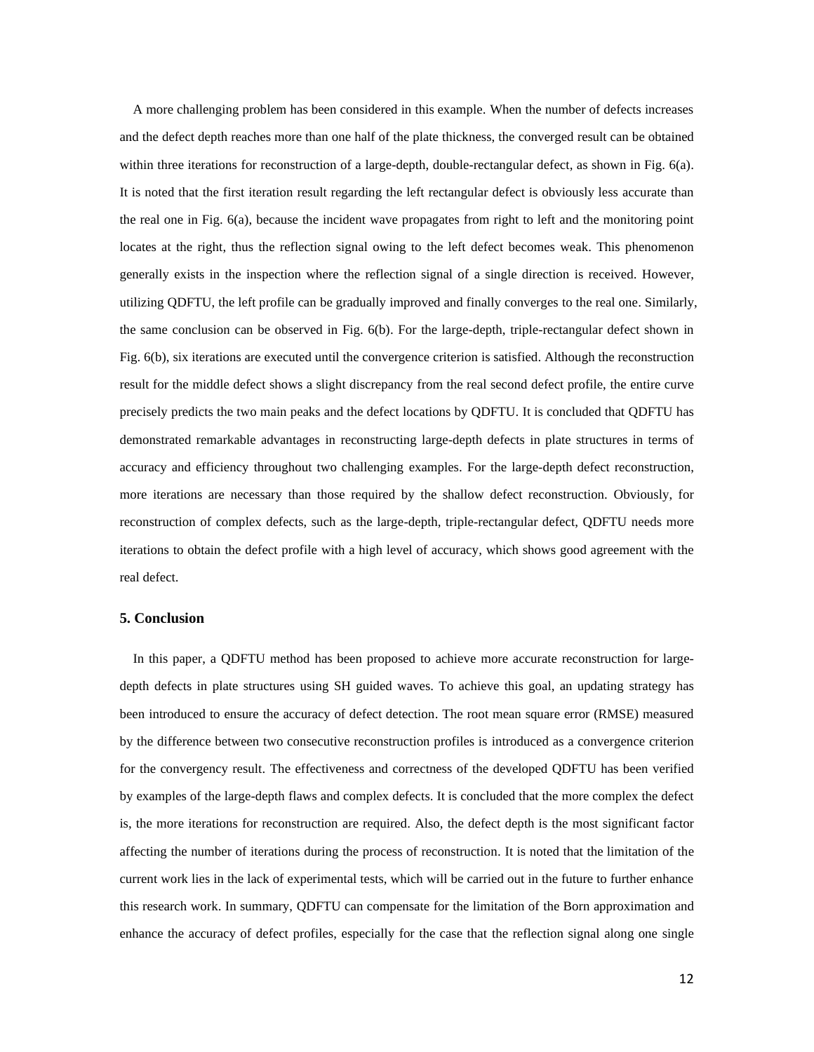A more challenging problem has been considered in this example. When the number of defects increases and the defect depth reaches more than one half of the plate thickness, the converged result can be obtained within three iterations for reconstruction of a large-depth, double-rectangular defect, as shown in Fig. 6(a). It is noted that the first iteration result regarding the left rectangular defect is obviously less accurate than the real one in Fig. 6(a), because the incident wave propagates from right to left and the monitoring point locates at the right, thus the reflection signal owing to the left defect becomes weak. This phenomenon generally exists in the inspection where the reflection signal of a single direction is received. However, utilizing QDFTU, the left profile can be gradually improved and finally converges to the real one. Similarly, the same conclusion can be observed in Fig. 6(b). For the large-depth, triple-rectangular defect shown in Fig. 6(b), six iterations are executed until the convergence criterion is satisfied. Although the reconstruction result for the middle defect shows a slight discrepancy from the real second defect profile, the entire curve precisely predicts the two main peaks and the defect locations by QDFTU. It is concluded that QDFTU has demonstrated remarkable advantages in reconstructing large-depth defects in plate structures in terms of accuracy and efficiency throughout two challenging examples. For the large-depth defect reconstruction, more iterations are necessary than those required by the shallow defect reconstruction. Obviously, for reconstruction of complex defects, such as the large-depth, triple-rectangular defect, QDFTU needs more iterations to obtain the defect profile with a high level of accuracy, which shows good agreement with the real defect.

## 5. Conclusion

In this paper, a QDFTU method has been proposed to achieve more accurate reconstruction for large-depth defects in plate structures using SH guided waves. To achieve this goal, an updating strategy has been introduced to ensure the accuracy of defect detection. The root mean square error (RMSE) measured by the difference between two consecutive reconstruction profiles is introduced as a convergence criterion for the convergency result. The effectiveness and correctness of the developed QDFTU has been verified by examples of the large-depth flaws and complex defects. It is concluded that the more complex the defect is, the more iterations for reconstruction are required. Also, the defect depth is the most significant factor affecting the number of iterations during the process of reconstruction. It is noted that the limitation of the current work lies in the lack of experimental tests, which will be carried out in the future to further enhance this research work. In summary, QDFTU can compensate for the limitation of the Born approximation and enhance the accuracy of defect profiles, especially for the case that the reflection signal along one single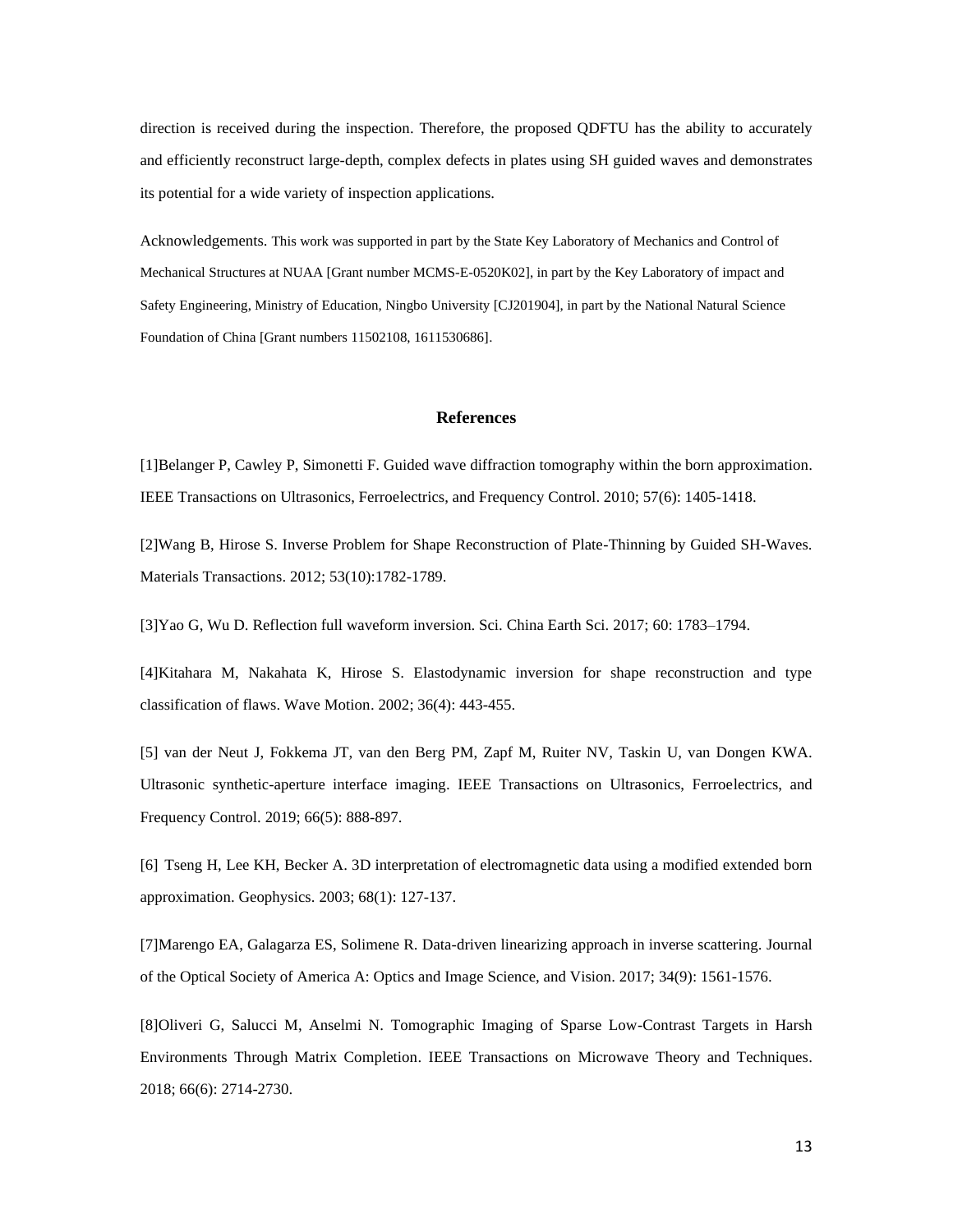direction is received during the inspection. Therefore, the proposed QDFTU has the ability to accurately and efficiently reconstruct large-depth, complex defects in plates using SH guided waves and demonstrates its potential for a wide variety of inspection applications.

Acknowledgements. This work was supported in part by the State Key Laboratory of Mechanics and Control of Mechanical Structures at NUAA [Grant number MCMS-E-0520K02], in part by the Key Laboratory of impact and Safety Engineering, Ministry of Education, Ningbo University [CJ201904], in part by the National Natural Science Foundation of China [Grant numbers 11502108, 1611530686].

## References

[1]Belanger P, Cawley P, Simonetti F. Guided wave diffraction tomography within the born approximation. IEEE Transactions on Ultrasonics, Ferroelectrics, and Frequency Control. 2010; 57(6): 1405-1418.

[2]Wang B, Hirose S. Inverse Problem for Shape Reconstruction of Plate-Thinning by Guided SH-Waves. Materials Transactions. 2012; 53(10):1782-1789.

[3]Yao G, Wu D. Reflection full waveform inversion. Sci. China Earth Sci. 2017; 60: 1783–1794.

[4]Kitahara M, Nakahata K, Hirose S. Elastodynamic inversion for shape reconstruction and type classification of flaws. Wave Motion. 2002; 36(4): 443-455.

[5] van der Neut J, Fokkema JT, van den Berg PM, Zapf M, Ruiter NV, Taskin U, van Dongen KWA. Ultrasonic synthetic-aperture interface imaging. IEEE Transactions on Ultrasonics, Ferroelectrics, and Frequency Control. 2019; 66(5): 888-897.

[6] Tseng H, Lee KH, Becker A. 3D interpretation of electromagnetic data using a modified extended born approximation. Geophysics. 2003; 68(1): 127-137.

[7]Marengo EA, Galagarza ES, Solimene R. Data-driven linearizing approach in inverse scattering. Journal of the Optical Society of America A: Optics and Image Science, and Vision. 2017; 34(9): 1561-1576.

[8]Oliveri G, Salucci M, Anselmi N. Tomographic Imaging of Sparse Low-Contrast Targets in Harsh Environments Through Matrix Completion. IEEE Transactions on Microwave Theory and Techniques. 2018; 66(6): 2714-2730.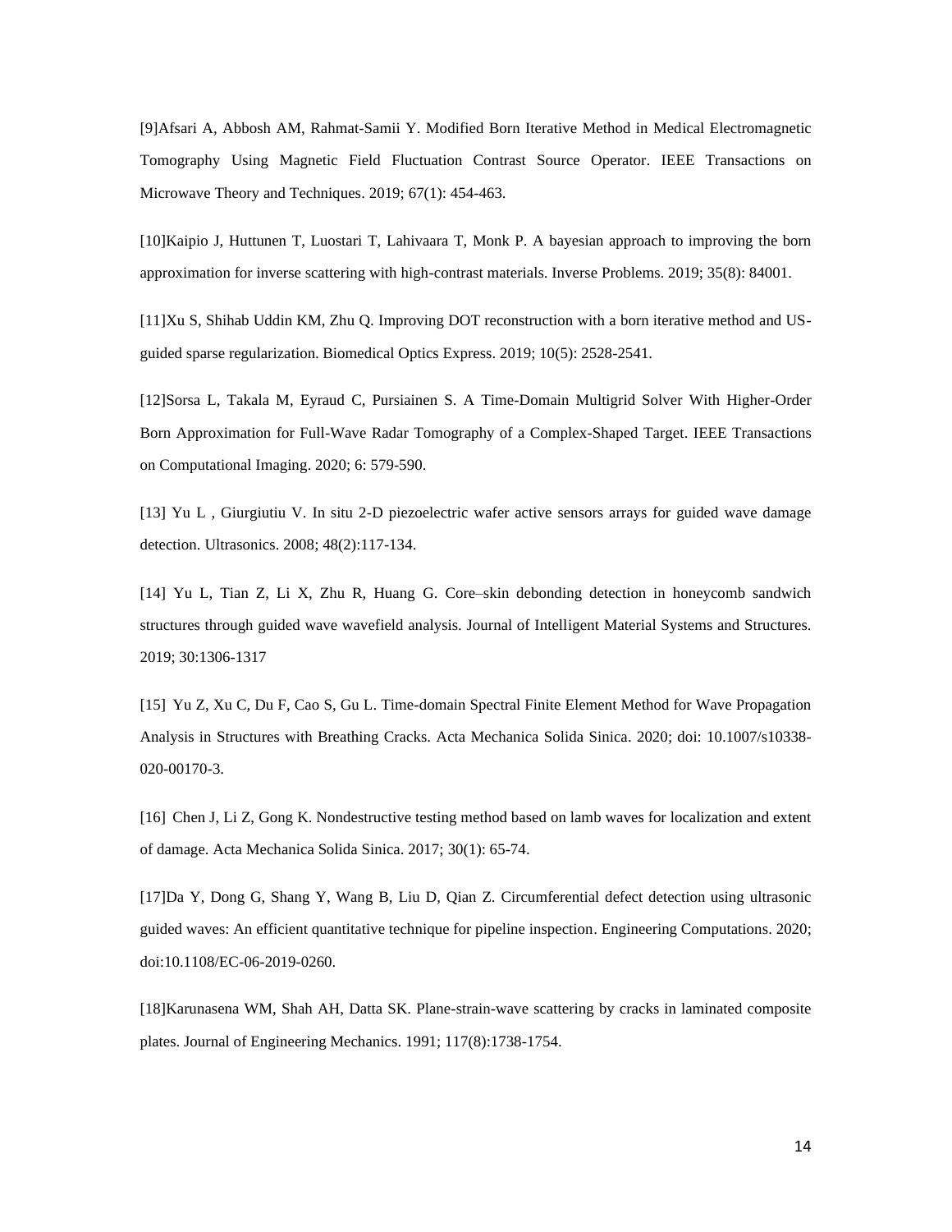[9]Afsari A, Abbosh AM, Rahmat-Samii Y. Modified Born Iterative Method in Medical Electromagnetic Tomography Using Magnetic Field Fluctuation Contrast Source Operator. IEEE Transactions on Microwave Theory and Techniques. 2019; 67(1): 454-463.

[10]Kaipio J, Huttunen T, Luostari T, Lahivaara T, Monk P. A bayesian approach to improving the born approximation for inverse scattering with high-contrast materials. Inverse Problems. 2019; 35(8): 84001.

[11]Xu S, Shihab Uddin KM, Zhu Q. Improving DOT reconstruction with a born iterative method and US-guided sparse regularization. Biomedical Optics Express. 2019; 10(5): 2528-2541.

[12]Sorsa L, Takala M, Eyraud C, Pursiainen S. A Time-Domain Multigrid Solver With Higher-Order Born Approximation for Full-Wave Radar Tomography of a Complex-Shaped Target. IEEE Transactions on Computational Imaging. 2020; 6: 579-590.

[13] Yu L , Giurgiutiu V. In situ 2-D piezoelectric wafer active sensors arrays for guided wave damage detection. Ultrasonics. 2008; 48(2):117-134.

[14] Yu L, Tian Z, Li X, Zhu R, Huang G. Core–skin debonding detection in honeycomb sandwich structures through guided wave wavefield analysis. Journal of Intelligent Material Systems and Structures. 2019; 30:1306-1317

[15] Yu Z, Xu C, Du F, Cao S, Gu L. Time-domain Spectral Finite Element Method for Wave Propagation Analysis in Structures with Breathing Cracks. Acta Mechanica Solida Sinica. 2020; doi: 10.1007/s10338-020-00170-3.

[16] Chen J, Li Z, Gong K. Nondestructive testing method based on lamb waves for localization and extent of damage. Acta Mechanica Solida Sinica. 2017; 30(1): 65-74.

[17]Da Y, Dong G, Shang Y, Wang B, Liu D, Qian Z. Circumferential defect detection using ultrasonic guided waves: An efficient quantitative technique for pipeline inspection. Engineering Computations. 2020; doi:10.1108/EC-06-2019-0260.

[18]Karunasena WM, Shah AH, Datta SK. Plane-strain-wave scattering by cracks in laminated composite plates. Journal of Engineering Mechanics. 1991; 117(8):1738-1754.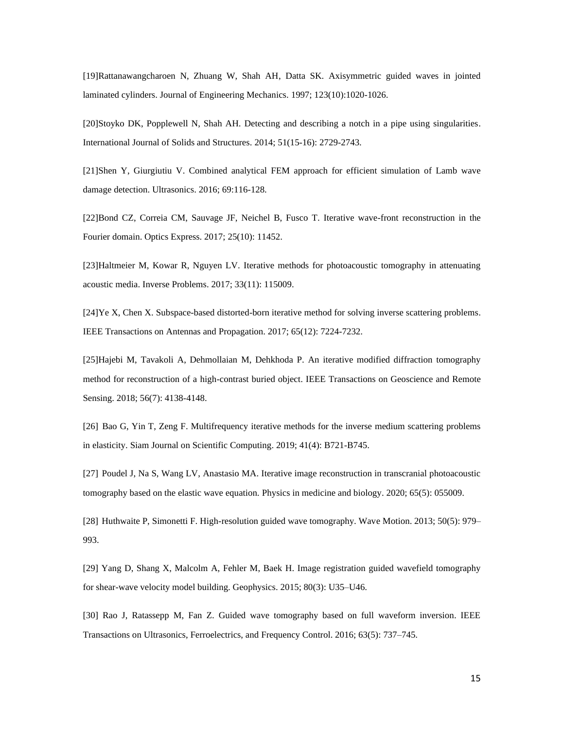[19]Rattanawangcharoen N, Zhuang W, Shah AH, Datta SK. Axisymmetric guided waves in jointed laminated cylinders. Journal of Engineering Mechanics. 1997; 123(10):1020-1026.

[20]Stoyko DK, Popplewell N, Shah AH. Detecting and describing a notch in a pipe using singularities. International Journal of Solids and Structures. 2014; 51(15-16): 2729-2743.

[21]Shen Y, Giurgiutiu V. Combined analytical FEM approach for efficient simulation of Lamb wave damage detection. Ultrasonics. 2016; 69:116-128.

[22]Bond CZ, Correia CM, Sauvage JF, Neichel B, Fusco T. Iterative wave-front reconstruction in the Fourier domain. Optics Express. 2017; 25(10): 11452.

[23]Haltmeier M, Kowar R, Nguyen LV. Iterative methods for photoacoustic tomography in attenuating acoustic media. Inverse Problems. 2017; 33(11): 115009.

[24]Ye X, Chen X. Subspace-based distorted-born iterative method for solving inverse scattering problems. IEEE Transactions on Antennas and Propagation. 2017; 65(12): 7224-7232.

[25]Hajebi M, Tavakoli A, Dehmollaian M, Dehkhoda P. An iterative modified diffraction tomography method for reconstruction of a high-contrast buried object. IEEE Transactions on Geoscience and Remote Sensing. 2018; 56(7): 4138-4148.

[26] Bao G, Yin T, Zeng F. Multifrequency iterative methods for the inverse medium scattering problems in elasticity. Siam Journal on Scientific Computing. 2019; 41(4): B721-B745.

[27] Poudel J, Na S, Wang LV, Anastasio MA. Iterative image reconstruction in transcranial photoacoustic tomography based on the elastic wave equation. Physics in medicine and biology. 2020; 65(5): 055009.

[28] Huthwaite P, Simonetti F. High-resolution guided wave tomography. Wave Motion. 2013; 50(5): 979–993.

[29] Yang D, Shang X, Malcolm A, Fehler M, Baek H. Image registration guided wavefield tomography for shear-wave velocity model building. Geophysics. 2015; 80(3): U35–U46.

[30] Rao J, Ratassepp M, Fan Z. Guided wave tomography based on full waveform inversion. IEEE Transactions on Ultrasonics, Ferroelectrics, and Frequency Control. 2016; 63(5): 737–745.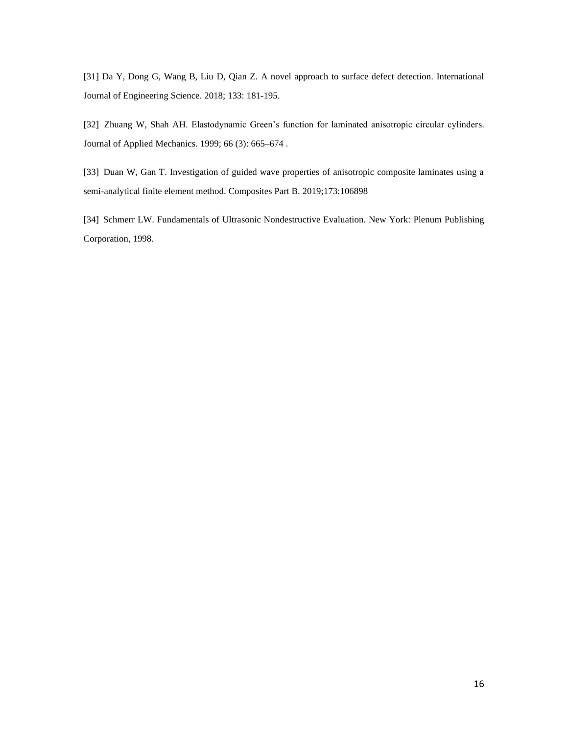[31] Da Y, Dong G, Wang B, Liu D, Qian Z. A novel approach to surface defect detection. International Journal of Engineering Science. 2018; 133: 181-195.

[32] Zhuang W, Shah AH. Elastodynamic Green's function for laminated anisotropic circular cylinders. Journal of Applied Mechanics. 1999; 66 (3): 665–674 .

[33] Duan W, Gan T. Investigation of guided wave properties of anisotropic composite laminates using a semi-analytical finite element method. Composites Part B. 2019;173:106898

[34] Schmerr LW. Fundamentals of Ultrasonic Nondestructive Evaluation. New York: Plenum Publishing Corporation, 1998.